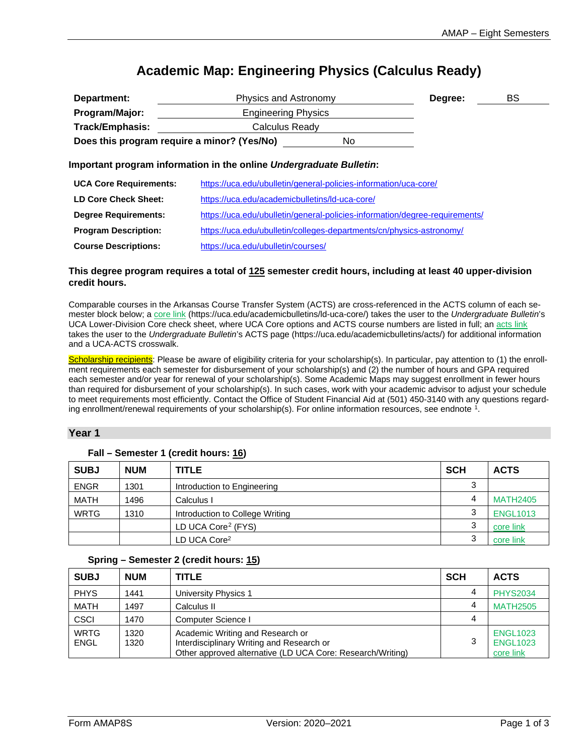# Academic Map: Engineering Physics (Calculus Ready)

| | | | |
|---|---|---|---|
| **Department:** | Physics and Astronomy | **Degree:** | BS |
| **Program/Major:** | Engineering Physics | | |
| **Track/Emphasis:** | Calculus Ready | | |
| **Does this program require a minor? (Yes/No)** | No | | |

**Important program information in the online *Undergraduate Bulletin*:**

| | |
|---|---|
| **UCA Core Requirements:** | https://uca.edu/ubulletin/general-policies-information/uca-core/ |
| **LD Core Check Sheet:** | https://uca.edu/academicbulletins/ld-uca-core/ |
| **Degree Requirements:** | https://uca.edu/ubulletin/general-policies-information/degree-requirements/ |
| **Program Description:** | https://uca.edu/ubulletin/colleges-departments/cn/physics-astronomy/ |
| **Course Descriptions:** | https://uca.edu/ubulletin/courses/ |

**This degree program requires a total of 125 semester credit hours, including at least 40 upper-division credit hours.**

Comparable courses in the Arkansas Course Transfer System (ACTS) are cross-referenced in the ACTS column of each semester block below; a core link (https://uca.edu/academicbulletins/ld-uca-core/) takes the user to the *Undergraduate Bulletin*'s UCA Lower-Division Core check sheet, where UCA Core options and ACTS course numbers are listed in full; an acts link takes the user to the *Undergraduate Bulletin*'s ACTS page (https://uca.edu/academicbulletins/acts/) for additional information and a UCA-ACTS crosswalk.

Scholarship recipients: Please be aware of eligibility criteria for your scholarship(s). In particular, pay attention to (1) the enrollment requirements each semester for disbursement of your scholarship(s) and (2) the number of hours and GPA required each semester and/or year for renewal of your scholarship(s). Some Academic Maps may suggest enrollment in fewer hours than required for disbursement of your scholarship(s). In such cases, work with your academic advisor to adjust your schedule to meet requirements most efficiently. Contact the Office of Student Financial Aid at (501) 450-3140 with any questions regarding enrollment/renewal requirements of your scholarship(s). For online information resources, see endnote [1].

## Year 1

### Fall – Semester 1 (credit hours: 16)

| SUBJ | NUM | TITLE | SCH | ACTS |
|---|---|---|---|---|
| ENGR | 1301 | Introduction to Engineering | 3 | |
| MATH | 1496 | Calculus I | 4 | MATH2405 |
| WRTG | 1310 | Introduction to College Writing | 3 | ENGL1013 |
| | | LD UCA Core[2] (FYS) | 3 | core link |
| | | LD UCA Core[2] | 3 | core link |

### Spring – Semester 2 (credit hours: 15)

| SUBJ | NUM | TITLE | SCH | ACTS |
|---|---|---|---|---|
| PHYS | 1441 | University Physics 1 | 4 | PHYS2034 |
| MATH | 1497 | Calculus II | 4 | MATH2505 |
| CSCI | 1470 | Computer Science I | 4 | |
| WRTG<br>ENGL | 1320<br>1320 | Academic Writing and Research or<br>Interdisciplinary Writing and Research or<br>Other approved alternative (LD UCA Core: Research/Writing) | 3 | ENGL1023<br>ENGL1023<br>core link |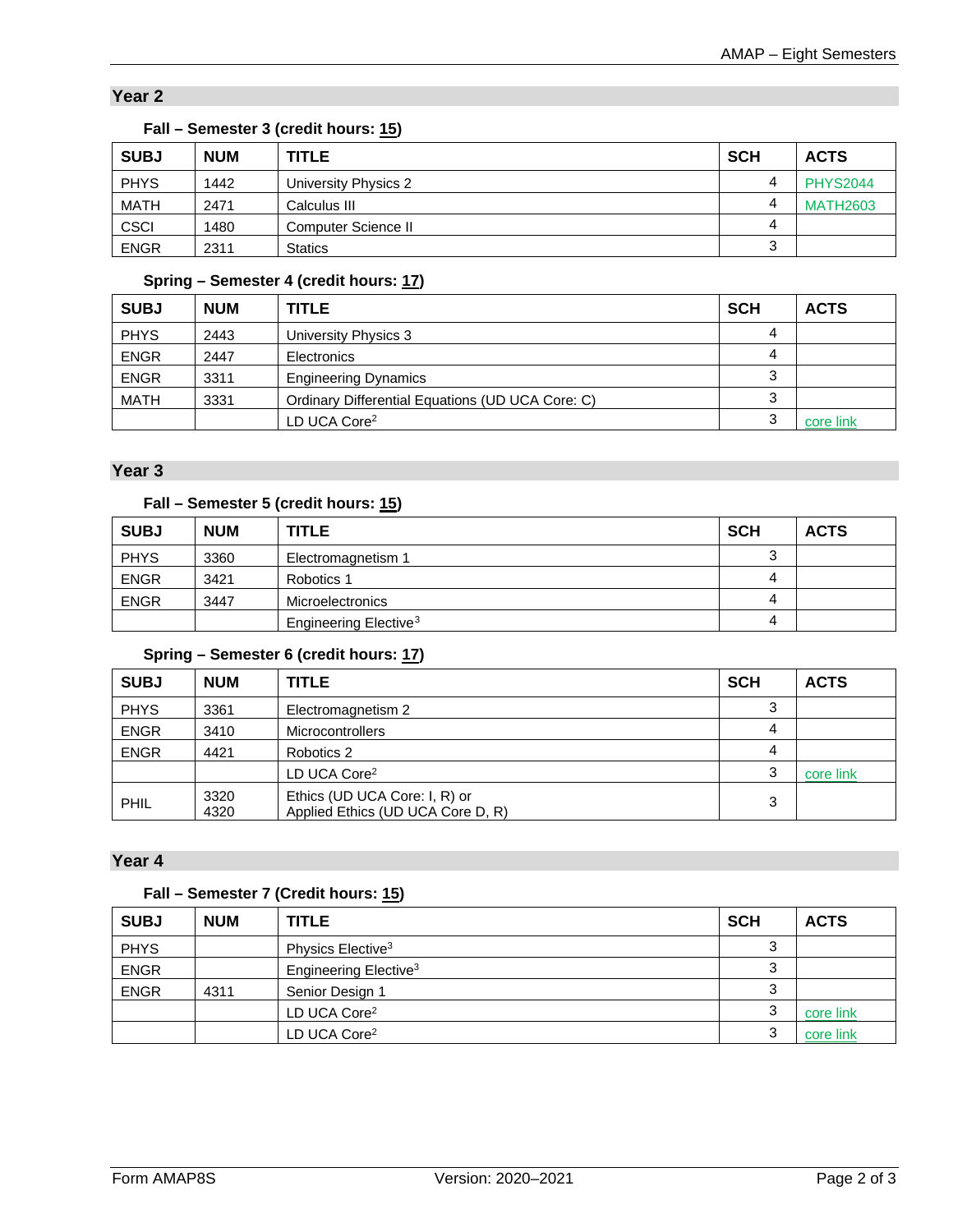## Year 2

### Fall – Semester 3 (credit hours: 15)

| SUBJ | NUM | TITLE | SCH | ACTS |
|---|---|---|---|---|
| PHYS | 1442 | University Physics 2 | 4 | PHYS2044 |
| MATH | 2471 | Calculus III | 4 | MATH2603 |
| CSCI | 1480 | Computer Science II | 4 | |
| ENGR | 2311 | Statics | 3 | |

### Spring – Semester 4 (credit hours: 17)

| SUBJ | NUM | TITLE | SCH | ACTS |
|---|---|---|---|---|
| PHYS | 2443 | University Physics 3 | 4 | |
| ENGR | 2447 | Electronics | 4 | |
| ENGR | 3311 | Engineering Dynamics | 3 | |
| MATH | 3331 | Ordinary Differential Equations (UD UCA Core: C) | 3 | |
| | | LD UCA Core[2] | 3 | core link |

## Year 3

### Fall – Semester 5 (credit hours: 15)

| SUBJ | NUM | TITLE | SCH | ACTS |
|---|---|---|---|---|
| PHYS | 3360 | Electromagnetism 1 | 3 | |
| ENGR | 3421 | Robotics 1 | 4 | |
| ENGR | 3447 | Microelectronics | 4 | |
| | | Engineering Elective[3] | 4 | |

### Spring – Semester 6 (credit hours: 17)

| SUBJ | NUM | TITLE | SCH | ACTS |
|---|---|---|---|---|
| PHYS | 3361 | Electromagnetism 2 | 3 | |
| ENGR | 3410 | Microcontrollers | 4 | |
| ENGR | 4421 | Robotics 2 | 4 | |
| | | LD UCA Core[2] | 3 | core link |
| PHIL | 3320<br>4320 | Ethics (UD UCA Core: I, R) or<br>Applied Ethics (UD UCA Core D, R) | 3 | |

## Year 4

### Fall – Semester 7 (Credit hours: 15)

| SUBJ | NUM | TITLE | SCH | ACTS |
|---|---|---|---|---|
| PHYS | | Physics Elective[3] | 3 | |
| ENGR | | Engineering Elective[3] | 3 | |
| ENGR | 4311 | Senior Design 1 | 3 | |
| | | LD UCA Core[2] | 3 | core link |
| | | LD UCA Core[2] | 3 | core link |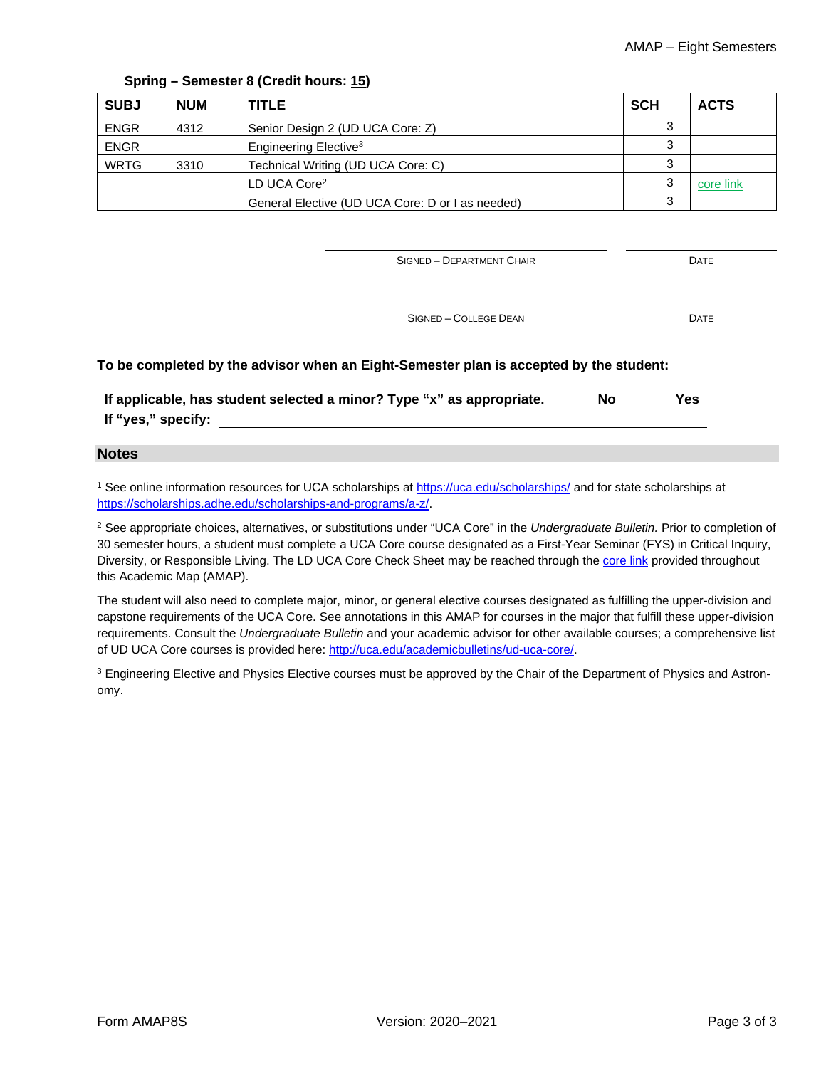**Spring – Semester 8 (Credit hours: 15)**

| SUBJ | NUM | TITLE | SCH | ACTS |
|---|---|---|---|---|
| ENGR | 4312 | Senior Design 2 (UD UCA Core: Z) | 3 | |
| ENGR | | Engineering Elective[3] | 3 | |
| WRTG | 3310 | Technical Writing (UD UCA Core: C) | 3 | |
| | | LD UCA Core[2] | 3 | core link |
| | | General Elective (UD UCA Core: D or I as needed) | 3 | |

SIGNED – DEPARTMENT CHAIR ____________ DATE ____________

SIGNED – COLLEGE DEAN ____________ DATE ____________

**To be completed by the advisor when an Eight-Semester plan is accepted by the student:**

**If applicable, has student selected a minor? Type "x" as appropriate. _____ No _____ Yes**
**If "yes," specify:** ____________________________________________

## Notes

[1] See online information resources for UCA scholarships at https://uca.edu/scholarships/ and for state scholarships at https://scholarships.adhe.edu/scholarships-and-programs/a-z/.

[2] See appropriate choices, alternatives, or substitutions under "UCA Core" in the *Undergraduate Bulletin.* Prior to completion of 30 semester hours, a student must complete a UCA Core course designated as a First-Year Seminar (FYS) in Critical Inquiry, Diversity, or Responsible Living. The LD UCA Core Check Sheet may be reached through the core link provided throughout this Academic Map (AMAP).

The student will also need to complete major, minor, or general elective courses designated as fulfilling the upper-division and capstone requirements of the UCA Core. See annotations in this AMAP for courses in the major that fulfill these upper-division requirements. Consult the *Undergraduate Bulletin* and your academic advisor for other available courses; a comprehensive list of UD UCA Core courses is provided here: http://uca.edu/academicbulletins/ud-uca-core/.

[3] Engineering Elective and Physics Elective courses must be approved by the Chair of the Department of Physics and Astronomy.